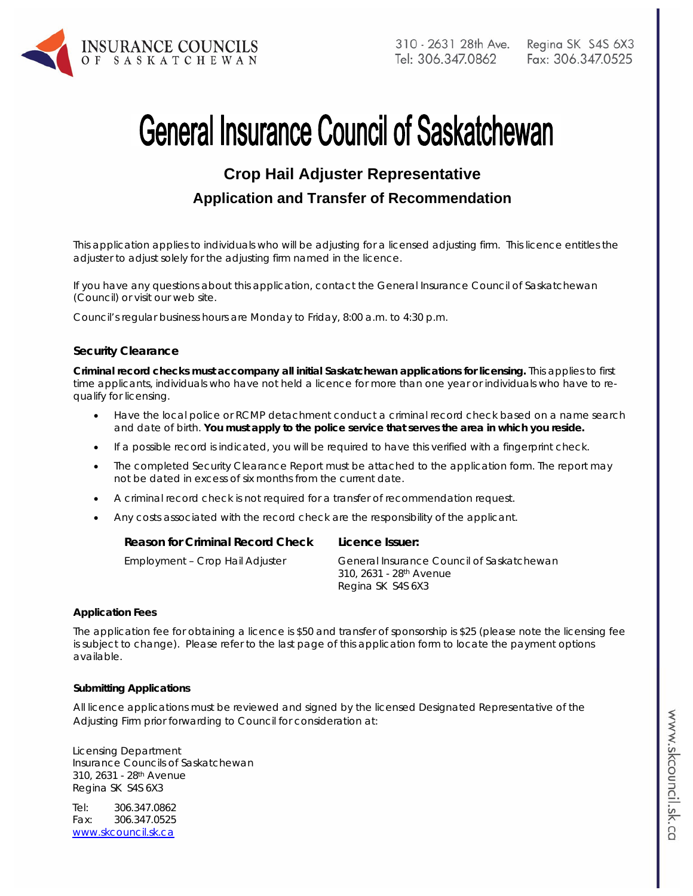INSURANCE COUNCILS OF SASKATCHEWAN

310 - 2631 28th Ave. Regina SK S4S 6X3
Tel: 306.347.0862 Fax: 306.347.0525

# General Insurance Council of Saskatchewan

## Crop Hail Adjuster Representative

## Application and Transfer of Recommendation

This application applies to individuals who will be adjusting for a licensed adjusting firm. This licence entitles the adjuster to adjust solely for the adjusting firm named in the licence.

If you have any questions about this application, contact the General Insurance Council of Saskatchewan (Council) or visit our web site.

Council's regular business hours are Monday to Friday, 8:00 a.m. to 4:30 p.m.

### Security Clearance

**Criminal record checks must accompany all initial Saskatchewan applications for licensing.** This applies to first time applicants, individuals who have not held a licence for more than one year or individuals who have to re-qualify for licensing.

- Have the local police or RCMP detachment conduct a criminal record check based on a name search and date of birth. **You must apply to the police service that serves the area in which you reside.**
- If a possible record is indicated, you will be required to have this verified with a fingerprint check.
- The completed Security Clearance Report must be attached to the application form. The report may not be dated in excess of six months from the current date.
- A criminal record check is not required for a transfer of recommendation request.
- Any costs associated with the record check are the responsibility of the applicant.

| **Reason for Criminal Record Check** | **Licence Issuer:** |
|---|---|
| Employment – Crop Hail Adjuster | General Insurance Council of Saskatchewan<br>310, 2631 - 28th Avenue<br>Regina SK S4S 6X3 |

#### Application Fees

The application fee for obtaining a licence is $50 and transfer of sponsorship is $25 (please note the licensing fee is subject to change). Please refer to the last page of this application form to locate the payment options available.

#### Submitting Applications

All licence applications must be reviewed and signed by the licensed Designated Representative of the Adjusting Firm prior forwarding to Council for consideration at:

Licensing Department
Insurance Councils of Saskatchewan
310, 2631 - 28th Avenue
Regina SK S4S 6X3

Tel: 306.347.0862
Fax: 306.347.0525
www.skcouncil.sk.ca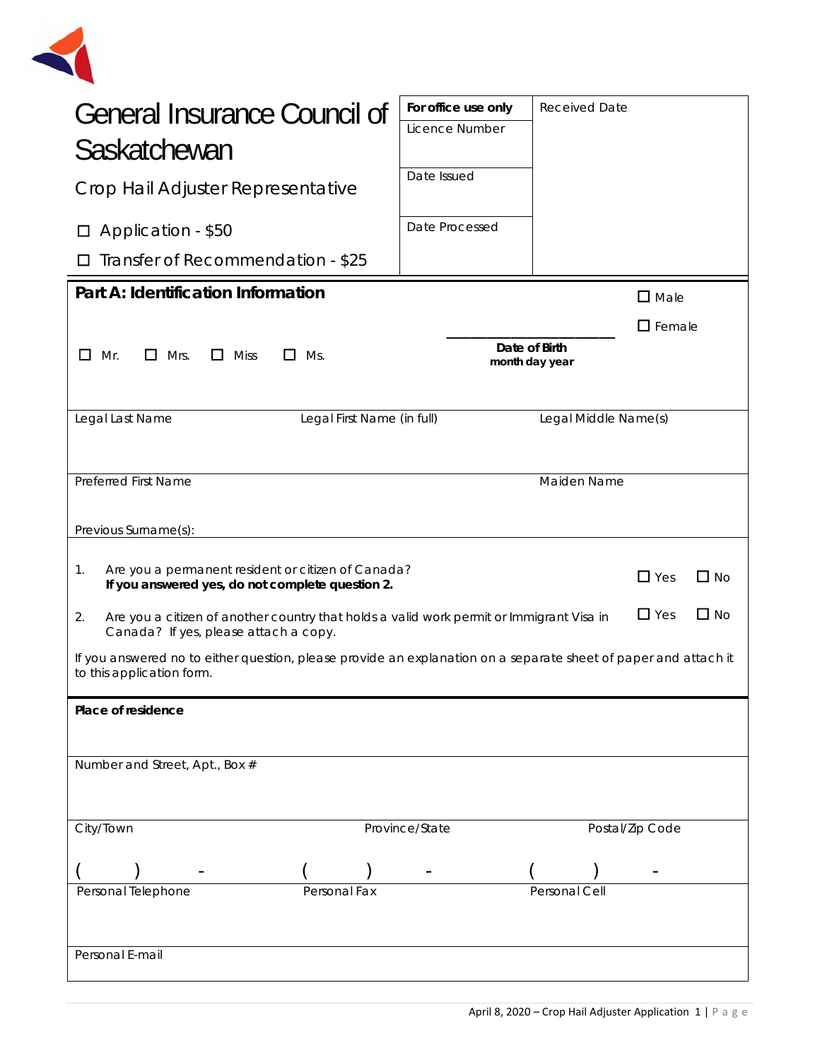# General Insurance Council of Saskatchewan

## Crop Hail Adjuster Representative

☐ Application - $50

☐ Transfer of Recommendation - $25

| For office use only | Received Date |
|---|---|
| Licence Number | |
| Date Issued | |
| Date Processed | |

## Part A: Identification Information

☐ Male

☐ Female

☐ Mr. ☐ Mrs. ☐ Miss ☐ Ms.

_______________________
**Date of Birth**
**month day year**

| Legal Last Name | Legal First Name (in full) | Legal Middle Name(s) |
|---|---|---|
| | | |

| Preferred First Name | Maiden Name |
|---|---|
| | |

Previous Surname(s):

1. Are you a permanent resident or citizen of Canada? ☐ Yes ☐ No
   **If you answered yes, do not complete question 2.**

2. Are you a citizen of another country that holds a valid work permit or Immigrant Visa in Canada? If yes, please attach a copy. ☐ Yes ☐ No

If you answered no to either question, please provide an explanation on a separate sheet of paper and attach it to this application form.

**Place of residence**

Number and Street, Apt., Box #

| City/Town | Province/State | Postal/Zip Code |
|---|---|---|
| ( ) - | ( ) - | ( ) - |
| Personal Telephone | Personal Fax | Personal Cell |

Personal E-mail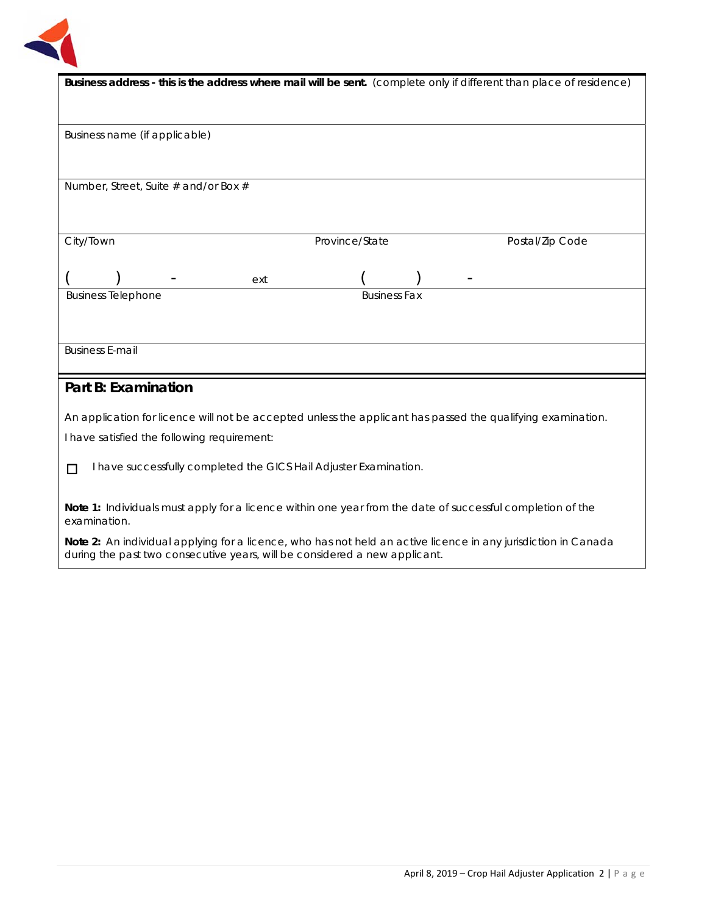**Business address - this is the address where mail will be sent.** (complete only if different than place of residence)

Business name (if applicable)

Number, Street, Suite # and/or Box #

| City/Town | Province/State | Postal/Zip Code |
|---|---|---|
| | | |

( ) - ext ( ) -

Business Telephone Business Fax

Business E-mail

## Part B: Examination

An application for licence will not be accepted unless the applicant has passed the qualifying examination.

I have satisfied the following requirement:

☐ I have successfully completed the GICS Hail Adjuster Examination.

**Note 1:** Individuals must apply for a licence within one year from the date of successful completion of the examination.

**Note 2:** An individual applying for a licence, who has not held an active licence in any jurisdiction in Canada during the past two consecutive years, will be considered a new applicant.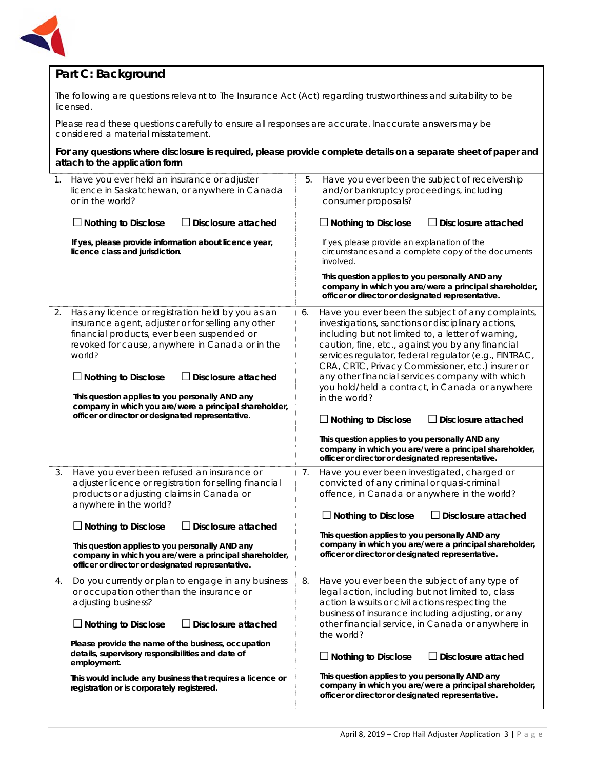## Part C: Background

The following are questions relevant to The Insurance Act (Act) regarding trustworthiness and suitability to be licensed.

Please read these questions carefully to ensure all responses are accurate. Inaccurate answers may be considered a material misstatement.

**For any questions where disclosure is required, please provide complete details on a separate sheet of paper and attach to the application form**

1. Have you ever held an insurance or adjuster licence in Saskatchewan, or anywhere in Canada or in the world?

   ☐ **Nothing to Disclose** ☐ **Disclosure attached**

   **If yes, please provide information about licence year, licence class and jurisdiction.**

2. Has any licence or registration held by you as an insurance agent, adjuster or for selling any other financial products, ever been suspended or revoked for cause, anywhere in Canada or in the world?

   ☐ **Nothing to Disclose** ☐ **Disclosure attached**

   **This question applies to you personally AND any company in which you are/were a principal shareholder, officer or director or designated representative.**

3. Have you ever been refused an insurance or adjuster licence or registration for selling financial products or adjusting claims in Canada or anywhere in the world?

   ☐ **Nothing to Disclose** ☐ **Disclosure attached**

   **This question applies to you personally AND any company in which you are/were a principal shareholder, officer or director or designated representative.**

4. Do you currently or plan to engage in any business or occupation other than the insurance or adjusting business?

   ☐ **Nothing to Disclose** ☐ **Disclosure attached**

   **Please provide the name of the business, occupation details, supervisory responsibilities and date of employment.**

   **This would include any business that requires a licence or registration or is corporately registered.**

5. Have you ever been the subject of receivership and/or bankruptcy proceedings, including consumer proposals?

   ☐ **Nothing to Disclose** ☐ **Disclosure attached**

   If yes, please provide an explanation of the circumstances and a complete copy of the documents involved.

   **This question applies to you personally AND any company in which you are/were a principal shareholder, officer or director or designated representative.**

6. Have you ever been the subject of any complaints, investigations, sanctions or disciplinary actions, including but not limited to, a letter of warning, caution, fine, etc., against you by any financial services regulator, federal regulator (e.g., FINTRAC, CRA, CRTC, Privacy Commissioner, etc.) insurer or any other financial services company with which you hold/held a contract, in Canada or anywhere in the world?

   ☐ **Nothing to Disclose** ☐ **Disclosure attached**

   **This question applies to you personally AND any company in which you are/were a principal shareholder, officer or director or designated representative.**

7. Have you ever been investigated, charged or convicted of any criminal or quasi-criminal offence, in Canada or anywhere in the world?

   ☐ **Nothing to Disclose** ☐ **Disclosure attached**

   **This question applies to you personally AND any company in which you are/were a principal shareholder, officer or director or designated representative.**

8. Have you ever been the subject of any type of legal action, including but not limited to, class action lawsuits or civil actions respecting the business of insurance including adjusting, or any other financial service, in Canada or anywhere in the world?

   ☐ **Nothing to Disclose** ☐ **Disclosure attached**

   **This question applies to you personally AND any company in which you are/were a principal shareholder, officer or director or designated representative.**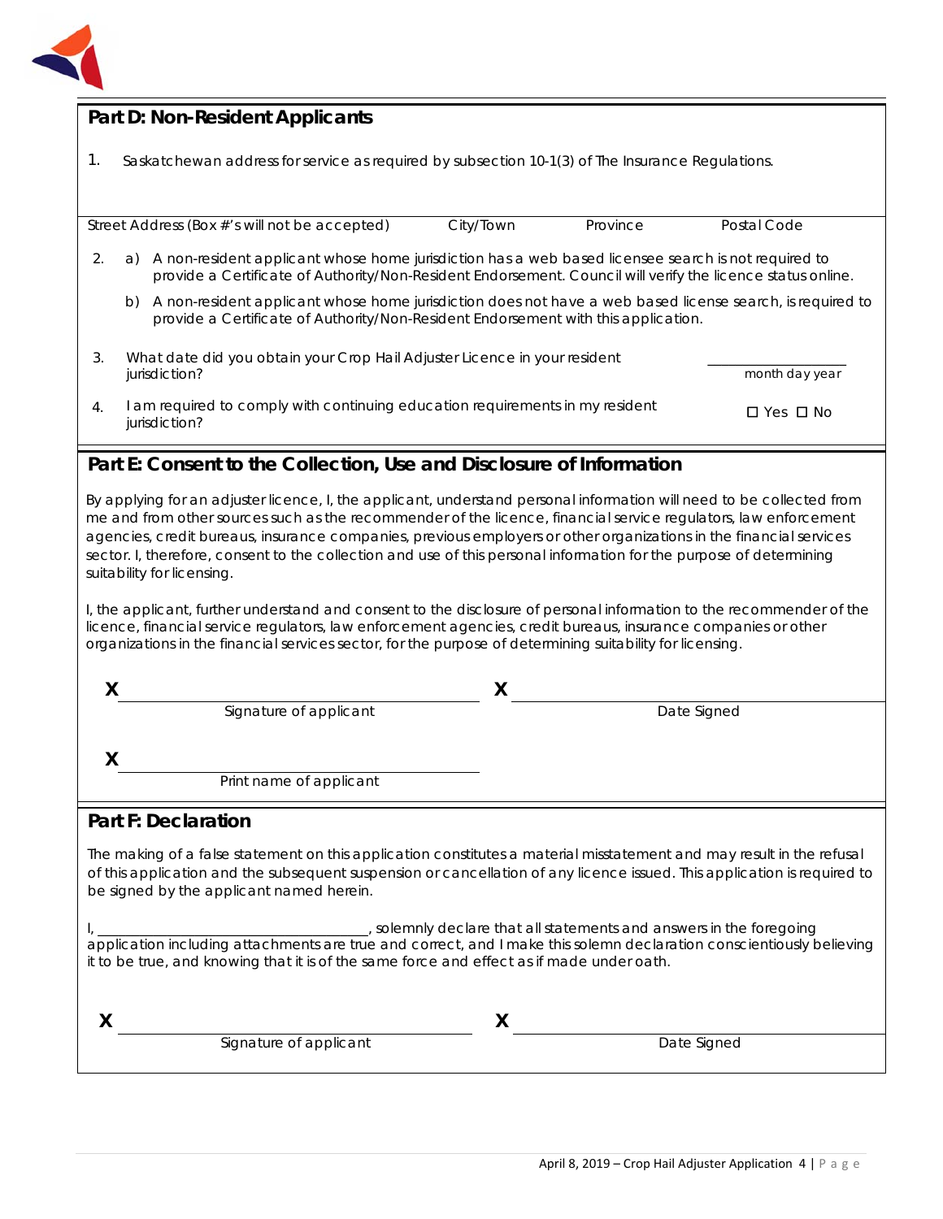## Part D: Non-Resident Applicants

1. Saskatchewan address for service as required by subsection 10-1(3) of The Insurance Regulations.

| Street Address (Box #'s will not be accepted) | City/Town | Province | Postal Code |
|---|---|---|---|

2. a) A non-resident applicant whose home jurisdiction has a web based licensee search is not required to provide a Certificate of Authority/Non-Resident Endorsement. Council will verify the licence status online.

   b) A non-resident applicant whose home jurisdiction does not have a web based license search, is required to provide a Certificate of Authority/Non-Resident Endorsement with this application.

3. What date did you obtain your Crop Hail Adjuster Licence in your resident jurisdiction? ________________ month day year

4. I am required to comply with continuing education requirements in my resident jurisdiction? ☐ Yes ☐ No

## Part E: Consent to the Collection, Use and Disclosure of Information

By applying for an adjuster licence, I, the applicant, understand personal information will need to be collected from me and from other sources such as the recommender of the licence, financial service regulators, law enforcement agencies, credit bureaus, insurance companies, previous employers or other organizations in the financial services sector. I, therefore, consent to the collection and use of this personal information for the purpose of determining suitability for licensing.

I, the applicant, further understand and consent to the disclosure of personal information to the recommender of the licence, financial service regulators, law enforcement agencies, credit bureaus, insurance companies or other organizations in the financial services sector, for the purpose of determining suitability for licensing.

X ______________________________ X ______________________________
Signature of applicant Date Signed

X ______________________________
Print name of applicant

## Part F: Declaration

The making of a false statement on this application constitutes a material misstatement and may result in the refusal of this application and the subsequent suspension or cancellation of any licence issued. This application is required to be signed by the applicant named herein.

I, ______________________________, solemnly declare that all statements and answers in the foregoing application including attachments are true and correct, and I make this solemn declaration conscientiously believing it to be true, and knowing that it is of the same force and effect as if made under oath.

X ______________________________ X ______________________________
Signature of applicant Date Signed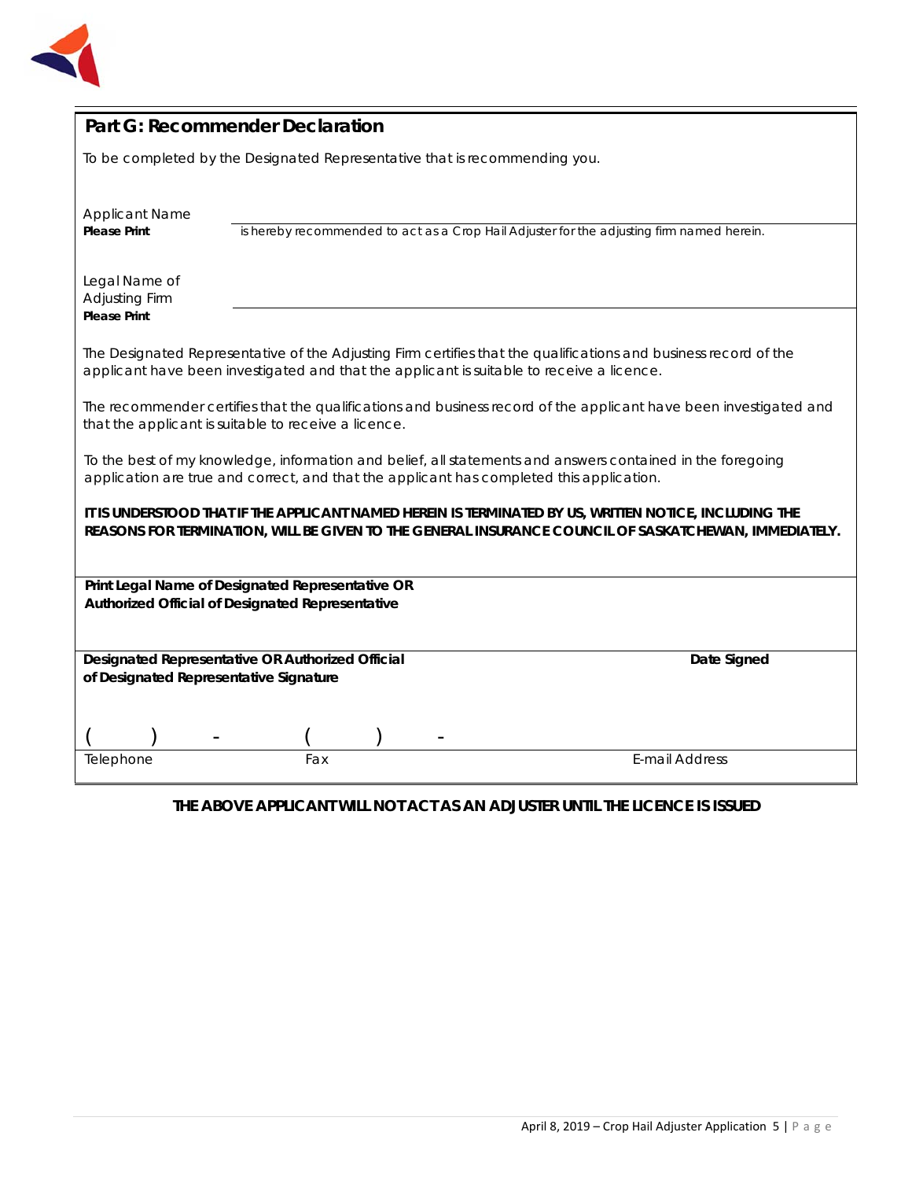## Part G: Recommender Declaration

To be completed by the Designated Representative that is recommending you.

Applicant Name
**Please Print** ______________________________ is hereby recommended to act as a Crop Hail Adjuster for the adjusting firm named herein.

Legal Name of Adjusting Firm
**Please Print** ______________________________

The Designated Representative of the Adjusting Firm certifies that the qualifications and business record of the applicant have been investigated and that the applicant is suitable to receive a licence.

The recommender certifies that the qualifications and business record of the applicant have been investigated and that the applicant is suitable to receive a licence.

To the best of my knowledge, information and belief, all statements and answers contained in the foregoing application are true and correct, and that the applicant has completed this application.

**IT IS UNDERSTOOD THAT IF THE APPLICANT NAMED HEREIN IS TERMINATED BY US, WRITTEN NOTICE, INCLUDING THE REASONS FOR TERMINATION, WILL BE GIVEN TO THE GENERAL INSURANCE COUNCIL OF SASKATCHEWAN, IMMEDIATELY.**

**Print Legal Name of Designated Representative OR Authorized Official of Designated Representative**

**Designated Representative OR Authorized Official of Designated Representative Signature** **Date Signed**

( ) - ( ) -

Telephone Fax E-mail Address

**THE ABOVE APPLICANT WILL NOT ACT AS AN ADJUSTER UNTIL THE LICENCE IS ISSUED**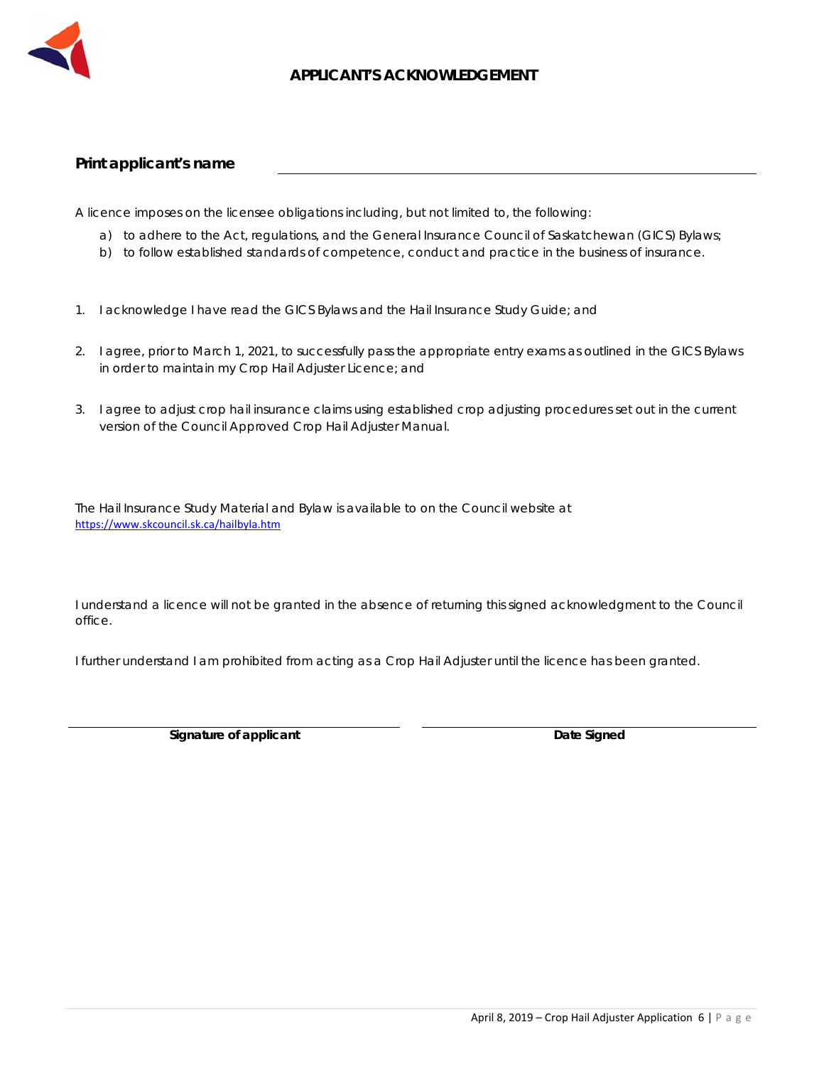# APPLICANT'S ACKNOWLEDGEMENT

**Print applicant's name** ______________________________

A licence imposes on the licensee obligations including, but not limited to, the following:

a) to adhere to the Act, regulations, and the General Insurance Council of Saskatchewan (GICS) Bylaws;
b) to follow established standards of competence, conduct and practice in the business of insurance.

1. I acknowledge I have read the GICS Bylaws and the Hail Insurance Study Guide; and

2. I agree, prior to March 1, 2021, to successfully pass the appropriate entry exams as outlined in the GICS Bylaws in order to maintain my Crop Hail Adjuster Licence; and

3. I agree to adjust crop hail insurance claims using established crop adjusting procedures set out in the current version of the Council Approved Crop Hail Adjuster Manual.

The Hail Insurance Study Material and Bylaw is available to on the Council website at https://www.skcouncil.sk.ca/hailbyla.htm

I understand a licence will not be granted in the absence of returning this signed acknowledgment to the Council office.

I further understand I am prohibited from acting as a Crop Hail Adjuster until the licence has been granted.

| ______________________________ | ______________________________ |
|---|---|
| **Signature of applicant** | **Date Signed** |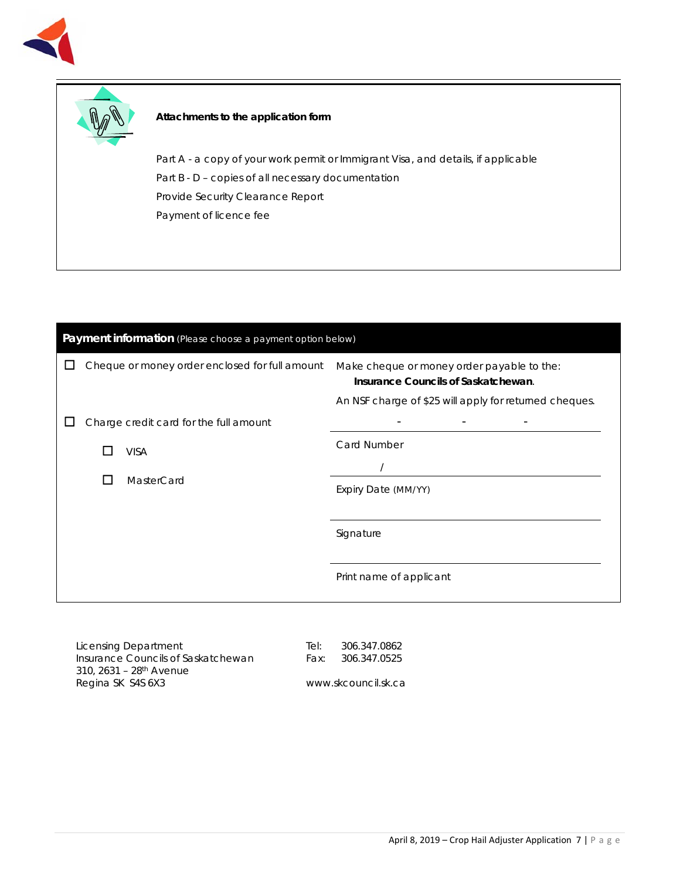**Attachments to the application form**

Part A - a copy of your work permit or Immigrant Visa, and details, if applicable

Part B - D – copies of all necessary documentation

Provide Security Clearance Report

Payment of licence fee

**Payment information** (Please choose a payment option below)

☐ Cheque or money order enclosed for full amount

Make cheque or money order payable to the: **Insurance Councils of Saskatchewan**.

An NSF charge of $25 will apply for returned cheques.

☐ Charge credit card for the full amount

- ☐ VISA
- ☐ MasterCard

\_\_\_\_\_\_\_\_ - \_\_\_\_\_\_\_\_ - \_\_\_\_\_\_\_\_ - \_\_\_\_\_\_\_\_
Card Number

\_\_\_\_\_\_\_\_ / \_\_\_\_\_\_\_\_
Expiry Date (MM/YY)

\_\_\_\_\_\_\_\_\_\_\_\_\_\_\_\_\_\_\_\_\_\_\_\_
Signature

\_\_\_\_\_\_\_\_\_\_\_\_\_\_\_\_\_\_\_\_\_\_\_\_
Print name of applicant

Licensing Department
Insurance Councils of Saskatchewan
310, 2631 – 28th Avenue
Regina SK S4S 6X3

Tel: 306.347.0862
Fax: 306.347.0525

www.skcouncil.sk.ca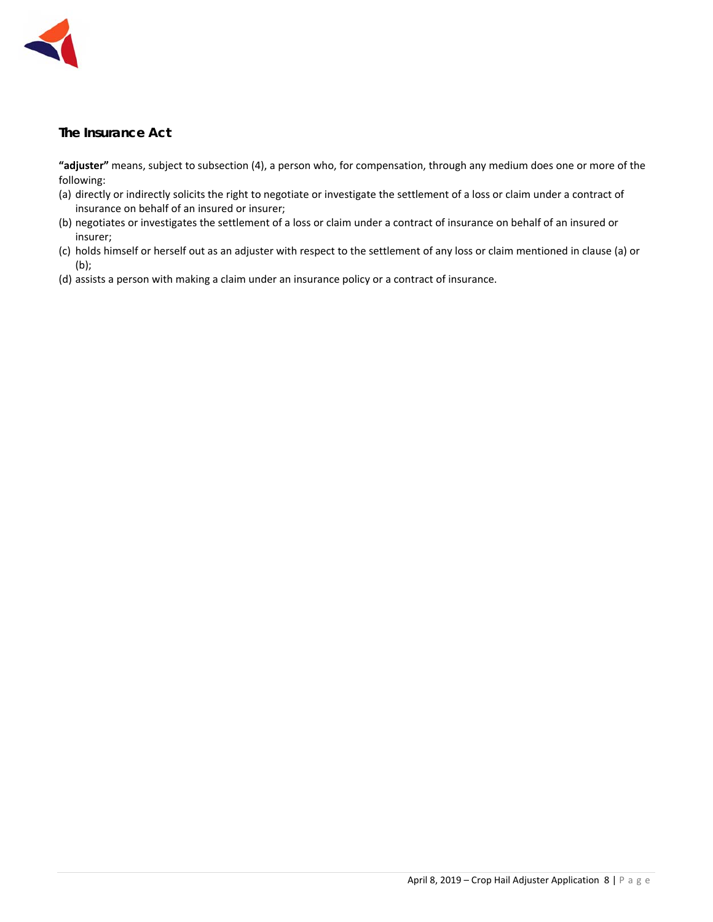## The Insurance Act

**"adjuster"** means, subject to subsection (4), a person who, for compensation, through any medium does one or more of the following:

(a) directly or indirectly solicits the right to negotiate or investigate the settlement of a loss or claim under a contract of insurance on behalf of an insured or insurer;

(b) negotiates or investigates the settlement of a loss or claim under a contract of insurance on behalf of an insured or insurer;

(c) holds himself or herself out as an adjuster with respect to the settlement of any loss or claim mentioned in clause (a) or (b);

(d) assists a person with making a claim under an insurance policy or a contract of insurance.